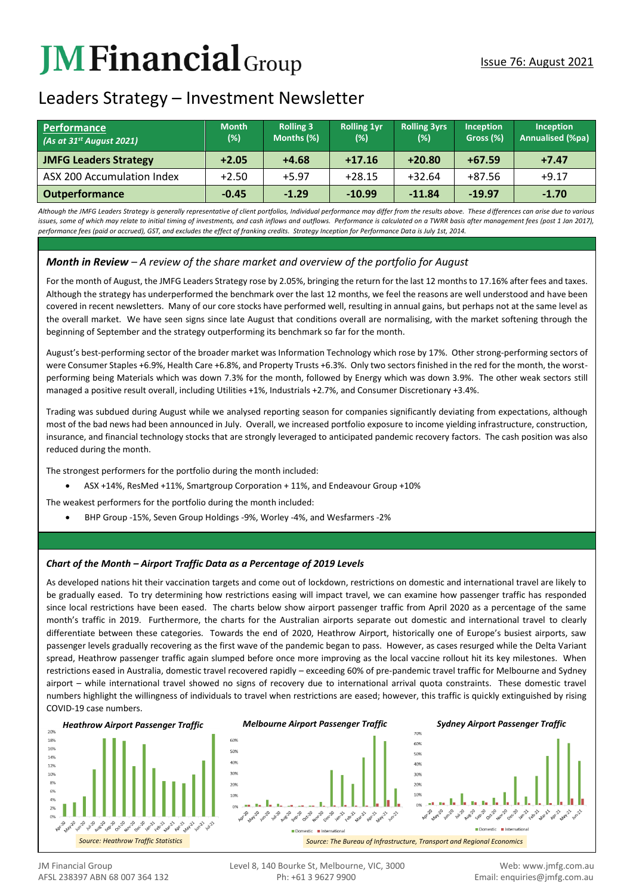# JM Financial Group

Issue 76: August 2021

## Leaders Strategy – Investment Newsletter

| Performance (As at 31st August 2021) | Month (%) | Rolling 3 Months (%) | Rolling 1yr (%) | Rolling 3yrs (%) | Inception Gross (%) | Inception Annualised (%pa) |
|---|---|---|---|---|---|---|
| **JMFG Leaders Strategy** | **+2.05** | **+4.68** | **+17.16** | **+20.80** | **+67.59** | **+7.47** |
| ASX 200 Accumulation Index | +2.50 | +5.97 | +28.15 | +32.64 | +87.56 | +9.17 |
| **Outperformance** | **-0.45** | **-1.29** | **-10.99** | **-11.84** | **-19.97** | **-1.70** |

*Although the JMFG Leaders Strategy is generally representative of client portfolios, Individual performance may differ from the results above. These differences can arise due to various issues, some of which may relate to initial timing of investments, and cash inflows and outflows. Performance is calculated on a TWRR basis after management fees (post 1 Jan 2017), performance fees (paid or accrued), GST, and excludes the effect of franking credits. Strategy Inception for Performance Data is July 1st, 2014.*

### *Month in Review – A review of the share market and overview of the portfolio for August*

For the month of August, the JMFG Leaders Strategy rose by 2.05%, bringing the return for the last 12 months to 17.16% after fees and taxes. Although the strategy has underperformed the benchmark over the last 12 months, we feel the reasons are well understood and have been covered in recent newsletters. Many of our core stocks have performed well, resulting in annual gains, but perhaps not at the same level as the overall market. We have seen signs since late August that conditions overall are normalising, with the market softening through the beginning of September and the strategy outperforming its benchmark so far for the month.

August's best-performing sector of the broader market was Information Technology which rose by 17%. Other strong-performing sectors of were Consumer Staples +6.9%, Health Care +6.8%, and Property Trusts +6.3%. Only two sectors finished in the red for the month, the worst-performing being Materials which was down 7.3% for the month, followed by Energy which was down 3.9%. The other weak sectors still managed a positive result overall, including Utilities +1%, Industrials +2.7%, and Consumer Discretionary +3.4%.

Trading was subdued during August while we analysed reporting season for companies significantly deviating from expectations, although most of the bad news had been announced in July. Overall, we increased portfolio exposure to income yielding infrastructure, construction, insurance, and financial technology stocks that are strongly leveraged to anticipated pandemic recovery factors. The cash position was also reduced during the month.

The strongest performers for the portfolio during the month included:

- ASX +14%, ResMed +11%, Smartgroup Corporation + 11%, and Endeavour Group +10%

The weakest performers for the portfolio during the month included:

- BHP Group -15%, Seven Group Holdings -9%, Worley -4%, and Wesfarmers -2%

### *Chart of the Month – Airport Traffic Data as a Percentage of 2019 Levels*

As developed nations hit their vaccination targets and come out of lockdown, restrictions on domestic and international travel are likely to be gradually eased. To try determining how restrictions easing will impact travel, we can examine how passenger traffic has responded since local restrictions have been eased. The charts below show airport passenger traffic from April 2020 as a percentage of the same month's traffic in 2019. Furthermore, the charts for the Australian airports separate out domestic and international travel to clearly differentiate between these categories. Towards the end of 2020, Heathrow Airport, historically one of Europe's busiest airports, saw passenger levels gradually recovering as the first wave of the pandemic began to pass. However, as cases resurged while the Delta Variant spread, Heathrow passenger traffic again slumped before once more improving as the local vaccine rollout hit its key milestones. When restrictions eased in Australia, domestic travel recovered rapidly – exceeding 60% of pre-pandemic travel traffic for Melbourne and Sydney airport – while international travel showed no signs of recovery due to international arrival quota constraints. These domestic travel numbers highlight the willingness of individuals to travel when restrictions are eased; however, this traffic is quickly extinguished by rising COVID-19 case numbers.

*Heathrow Airport Passenger Traffic*

*Source: Heathrow Traffic Statistics*

*Melbourne Airport Passenger Traffic*

*Sydney Airport Passenger Traffic*

*Source: The Bureau of Infrastructure, Transport and Regional Economics*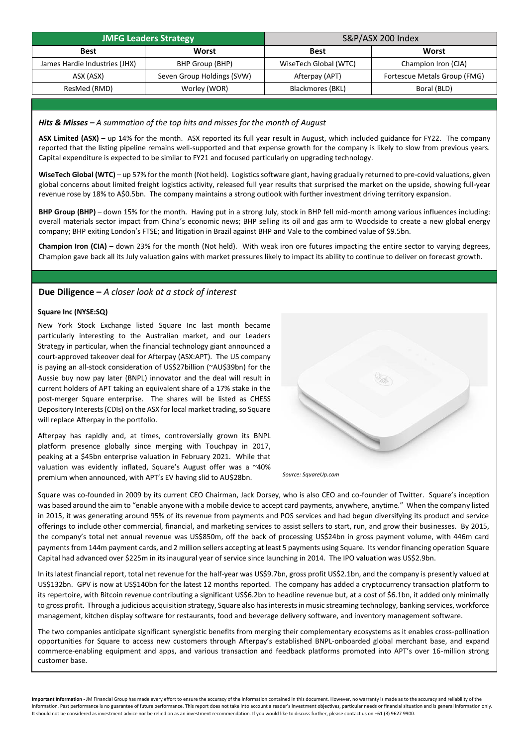| JMFG Leaders Strategy | | S&P/ASX 200 Index | |
|---|---|---|---|
| **Best** | **Worst** | **Best** | **Worst** |
| James Hardie Industries (JHX) | BHP Group (BHP) | WiseTech Global (WTC) | Champion Iron (CIA) |
| ASX (ASX) | Seven Group Holdings (SVW) | Afterpay (APT) | Fortescue Metals Group (FMG) |
| ResMed (RMD) | Worley (WOR) | Blackmores (BKL) | Boral (BLD) |

***Hits & Misses –*** *A summation of the top hits and misses for the month of August*

**ASX Limited (ASX)** – up 14% for the month. ASX reported its full year result in August, which included guidance for FY22. The company reported that the listing pipeline remains well-supported and that expense growth for the company is likely to slow from previous years. Capital expenditure is expected to be similar to FY21 and focused particularly on upgrading technology.

**WiseTech Global (WTC)** – up 57% for the month (Not held). Logistics software giant, having gradually returned to pre-covid valuations, given global concerns about limited freight logistics activity, released full year results that surprised the market on the upside, showing full-year revenue rose by 18% to A$0.5bn. The company maintains a strong outlook with further investment driving territory expansion.

**BHP Group (BHP)** – down 15% for the month. Having put in a strong July, stock in BHP fell mid-month among various influences including: overall materials sector impact from China's economic news; BHP selling its oil and gas arm to Woodside to create a new global energy company; BHP exiting London's FTSE; and litigation in Brazil against BHP and Vale to the combined value of $9.5bn.

**Champion Iron (CIA)** – down 23% for the month (Not held). With weak iron ore futures impacting the entire sector to varying degrees, Champion gave back all its July valuation gains with market pressures likely to impact its ability to continue to deliver on forecast growth.

## **Due Diligence –** *A closer look at a stock of interest*

**Square Inc (NYSE:SQ)**

New York Stock Exchange listed Square Inc last month became particularly interesting to the Australian market, and our Leaders Strategy in particular, when the financial technology giant announced a court-approved takeover deal for Afterpay (ASX:APT). The US company is paying an all-stock consideration of US$27billion (~AU$39bn) for the Aussie buy now pay later (BNPL) innovator and the deal will result in current holders of APT taking an equivalent share of a 17% stake in the post-merger Square enterprise. The shares will be listed as CHESS Depository Interests (CDIs) on the ASX for local market trading, so Square will replace Afterpay in the portfolio.

Afterpay has rapidly and, at times, controversially grown its BNPL platform presence globally since merging with Touchpay in 2017, peaking at a $45bn enterprise valuation in February 2021. While that valuation was evidently inflated, Square's August offer was a ~40% premium when announced, with APT's EV having slid to AU$28bn.

*Source: SquareUp.com*

Square was co-founded in 2009 by its current CEO Chairman, Jack Dorsey, who is also CEO and co-founder of Twitter. Square's inception was based around the aim to "enable anyone with a mobile device to accept card payments, anywhere, anytime." When the company listed in 2015, it was generating around 95% of its revenue from payments and POS services and had begun diversifying its product and service offerings to include other commercial, financial, and marketing services to assist sellers to start, run, and grow their businesses. By 2015, the company's total net annual revenue was US$850m, off the back of processing US$24bn in gross payment volume, with 446m card payments from 144m payment cards, and 2 million sellers accepting at least 5 payments using Square. Its vendor financing operation Square Capital had advanced over $225m in its inaugural year of service since launching in 2014. The IPO valuation was US$2.9bn.

In its latest financial report, total net revenue for the half-year was US$9.7bn, gross profit US$2.1bn, and the company is presently valued at US$132bn. GPV is now at US$140bn for the latest 12 months reported. The company has added a cryptocurrency transaction platform to its repertoire, with Bitcoin revenue contributing a significant US$6.2bn to headline revenue but, at a cost of $6.1bn, it added only minimally to gross profit. Through a judicious acquisition strategy, Square also has interests in music streaming technology, banking services, workforce management, kitchen display software for restaurants, food and beverage delivery software, and inventory management software.

The two companies anticipate significant synergistic benefits from merging their complementary ecosystems as it enables cross-pollination opportunities for Square to access new customers through Afterpay's established BNPL-onboarded global merchant base, and expand commerce-enabling equipment and apps, and various transaction and feedback platforms promoted into APT's over 16-million strong customer base.

**Important Information -** JM Financial Group has made every effort to ensure the accuracy of the information contained in this document. However, no warranty is made as to the accuracy and reliability of the information. Past performance is no guarantee of future performance. This report does not take into account a reader's investment objectives, particular needs or financial situation and is general information only. It should not be considered as investment advice nor be relied on as an investment recommendation. If you would like to discuss further, please contact us on +61 (3) 9627 9900.